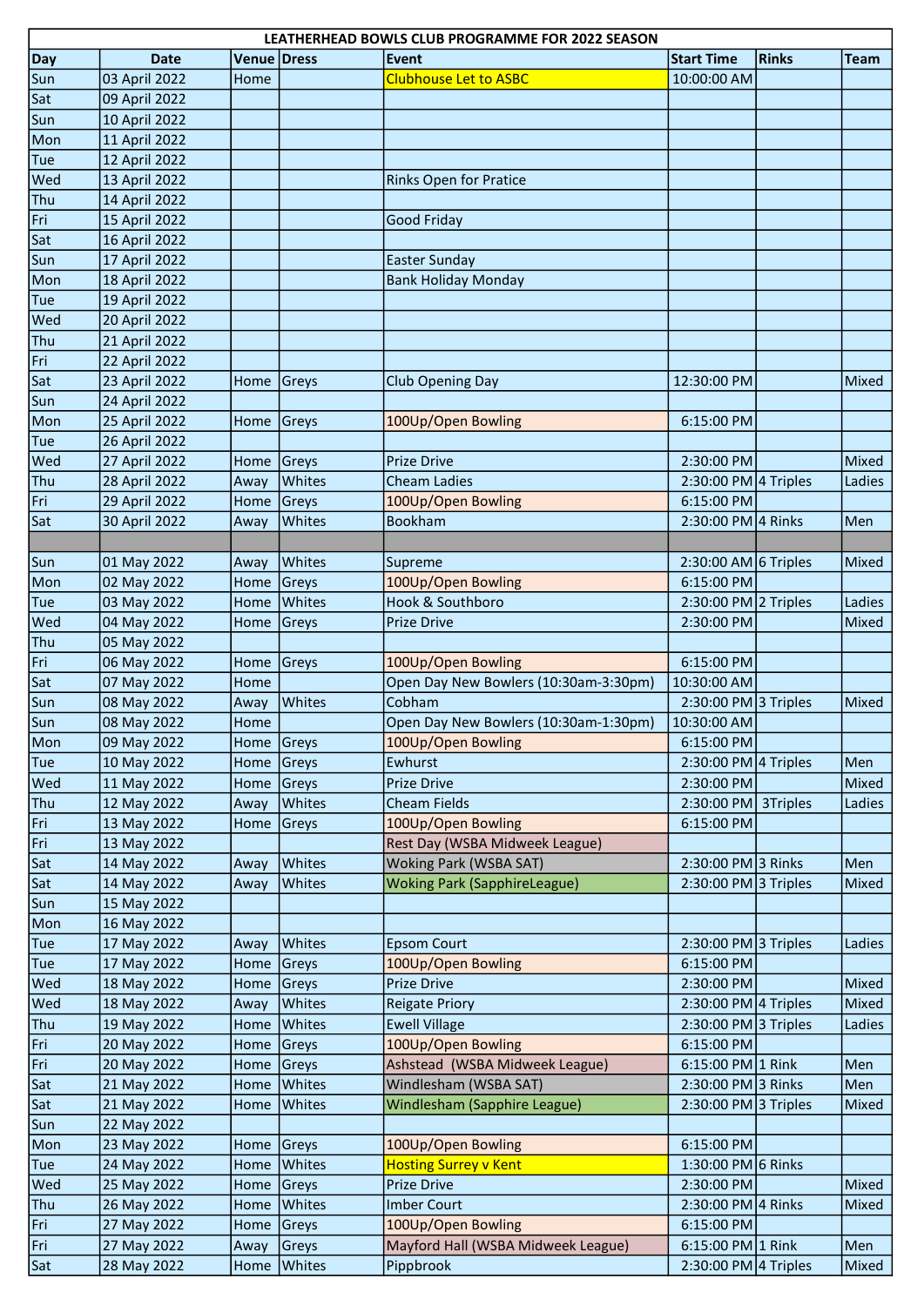| LEATHERHEAD BOWLS CLUB PROGRAMME FOR 2022 SEASON | | | | | | | |
|---|---|---|---|---|---|---|---|
| **Day** | **Date** | **Venue** | **Dress** | **Event** | **Start Time** | **Rinks** | **Team** |
| Sun | 03 April 2022 | Home | | Clubhouse Let to ASBC | 10:00:00 AM | | |
| Sat | 09 April 2022 | | | | | | |
| Sun | 10 April 2022 | | | | | | |
| Mon | 11 April 2022 | | | | | | |
| Tue | 12 April 2022 | | | | | | |
| Wed | 13 April 2022 | | | Rinks Open for Pratice | | | |
| Thu | 14 April 2022 | | | | | | |
| Fri | 15 April 2022 | | | Good Friday | | | |
| Sat | 16 April 2022 | | | | | | |
| Sun | 17 April 2022 | | | Easter Sunday | | | |
| Mon | 18 April 2022 | | | Bank Holiday Monday | | | |
| Tue | 19 April 2022 | | | | | | |
| Wed | 20 April 2022 | | | | | | |
| Thu | 21 April 2022 | | | | | | |
| Fri | 22 April 2022 | | | | | | |
| Sat | 23 April 2022 | Home | Greys | Club Opening Day | 12:30:00 PM | | Mixed |
| Sun | 24 April 2022 | | | | | | |
| Mon | 25 April 2022 | Home | Greys | 100Up/Open Bowling | 6:15:00 PM | | |
| Tue | 26 April 2022 | | | | | | |
| Wed | 27 April 2022 | Home | Greys | Prize Drive | 2:30:00 PM | | Mixed |
| Thu | 28 April 2022 | Away | Whites | Cheam Ladies | 2:30:00 PM | 4 Triples | Ladies |
| Fri | 29 April 2022 | Home | Greys | 100Up/Open Bowling | 6:15:00 PM | | |
| Sat | 30 April 2022 | Away | Whites | Bookham | 2:30:00 PM | 4 Rinks | Men |
| | | | | | | | |
| Sun | 01 May 2022 | Away | Whites | Supreme | 2:30:00 AM | 6 Triples | Mixed |
| Mon | 02 May 2022 | Home | Greys | 100Up/Open Bowling | 6:15:00 PM | | |
| Tue | 03 May 2022 | Home | Whites | Hook & Southboro | 2:30:00 PM | 2 Triples | Ladies |
| Wed | 04 May 2022 | Home | Greys | Prize Drive | 2:30:00 PM | | Mixed |
| Thu | 05 May 2022 | | | | | | |
| Fri | 06 May 2022 | Home | Greys | 100Up/Open Bowling | 6:15:00 PM | | |
| Sat | 07 May 2022 | Home | | Open Day New Bowlers (10:30am-3:30pm) | 10:30:00 AM | | |
| Sun | 08 May 2022 | Away | Whites | Cobham | 2:30:00 PM | 3 Triples | Mixed |
| Sun | 08 May 2022 | Home | | Open Day New Bowlers (10:30am-1:30pm) | 10:30:00 AM | | |
| Mon | 09 May 2022 | Home | Greys | 100Up/Open Bowling | 6:15:00 PM | | |
| Tue | 10 May 2022 | Home | Greys | Ewhurst | 2:30:00 PM | 4 Triples | Men |
| Wed | 11 May 2022 | Home | Greys | Prize Drive | 2:30:00 PM | | Mixed |
| Thu | 12 May 2022 | Away | Whites | Cheam Fields | 2:30:00 PM | 3Triples | Ladies |
| Fri | 13 May 2022 | Home | Greys | 100Up/Open Bowling | 6:15:00 PM | | |
| Fri | 13 May 2022 | | | Rest Day (WSBA Midweek League) | | | |
| Sat | 14 May 2022 | Away | Whites | Woking Park (WSBA SAT) | 2:30:00 PM | 3 Rinks | Men |
| Sat | 14 May 2022 | Away | Whites | Woking Park (SapphireLeague) | 2:30:00 PM | 3 Triples | Mixed |
| Sun | 15 May 2022 | | | | | | |
| Mon | 16 May 2022 | | | | | | |
| Tue | 17 May 2022 | Away | Whites | Epsom Court | 2:30:00 PM | 3 Triples | Ladies |
| Tue | 17 May 2022 | Home | Greys | 100Up/Open Bowling | 6:15:00 PM | | |
| Wed | 18 May 2022 | Home | Greys | Prize Drive | 2:30:00 PM | | Mixed |
| Wed | 18 May 2022 | Away | Whites | Reigate Priory | 2:30:00 PM | 4 Triples | Mixed |
| Thu | 19 May 2022 | Home | Whites | Ewell Village | 2:30:00 PM | 3 Triples | Ladies |
| Fri | 20 May 2022 | Home | Greys | 100Up/Open Bowling | 6:15:00 PM | | |
| Fri | 20 May 2022 | Home | Greys | Ashstead (WSBA Midweek League) | 6:15:00 PM | 1 Rink | Men |
| Sat | 21 May 2022 | Home | Whites | Windlesham (WSBA SAT) | 2:30:00 PM | 3 Rinks | Men |
| Sat | 21 May 2022 | Home | Whites | Windlesham (Sapphire League) | 2:30:00 PM | 3 Triples | Mixed |
| Sun | 22 May 2022 | | | | | | |
| Mon | 23 May 2022 | Home | Greys | 100Up/Open Bowling | 6:15:00 PM | | |
| Tue | 24 May 2022 | Home | Whites | Hosting Surrey v Kent | 1:30:00 PM | 6 Rinks | |
| Wed | 25 May 2022 | Home | Greys | Prize Drive | 2:30:00 PM | | Mixed |
| Thu | 26 May 2022 | Home | Whites | Imber Court | 2:30:00 PM | 4 Rinks | Mixed |
| Fri | 27 May 2022 | Home | Greys | 100Up/Open Bowling | 6:15:00 PM | | |
| Fri | 27 May 2022 | Away | Greys | Mayford Hall (WSBA Midweek League) | 6:15:00 PM | 1 Rink | Men |
| Sat | 28 May 2022 | Home | Whites | Pippbrook | 2:30:00 PM | 4 Triples | Mixed |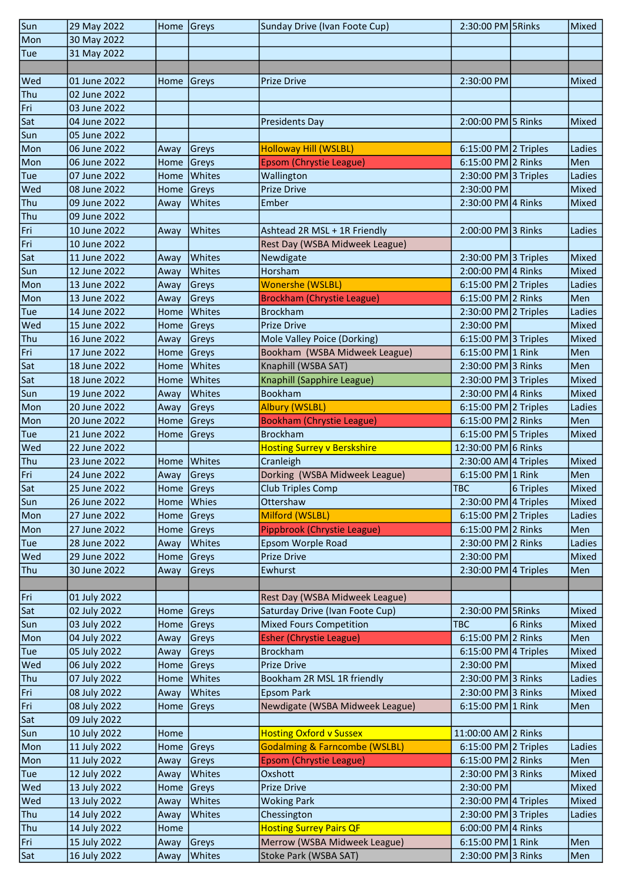| | | | | | | | |
|---|---|---|---|---|---|---|---|
| Sun | 29 May 2022 | Home | Greys | Sunday Drive (Ivan Foote Cup) | 2:30:00 PM | 5Rinks | Mixed |
| Mon | 30 May 2022 | | | | | | |
| Tue | 31 May 2022 | | | | | | |
| | | | | | | | |
| Wed | 01 June 2022 | Home | Greys | Prize Drive | 2:30:00 PM | | Mixed |
| Thu | 02 June 2022 | | | | | | |
| Fri | 03 June 2022 | | | | | | |
| Sat | 04 June 2022 | | | Presidents Day | 2:00:00 PM | 5 Rinks | Mixed |
| Sun | 05 June 2022 | | | | | | |
| Mon | 06 June 2022 | Away | Greys | Holloway Hill (WSLBL) | 6:15:00 PM | 2 Triples | Ladies |
| Mon | 06 June 2022 | Home | Greys | Epsom (Chrystie League) | 6:15:00 PM | 2 Rinks | Men |
| Tue | 07 June 2022 | Home | Whites | Wallington | 2:30:00 PM | 3 Triples | Ladies |
| Wed | 08 June 2022 | Home | Greys | Prize Drive | 2:30:00 PM | | Mixed |
| Thu | 09 June 2022 | Away | Whites | Ember | 2:30:00 PM | 4 Rinks | Mixed |
| Thu | 09 June 2022 | | | | | | |
| Fri | 10 June 2022 | Away | Whites | Ashtead 2R MSL + 1R Friendly | 2:00:00 PM | 3 Rinks | Ladies |
| Fri | 10 June 2022 | | | Rest Day (WSBA Midweek League) | | | |
| Sat | 11 June 2022 | Away | Whites | Newdigate | 2:30:00 PM | 3 Triples | Mixed |
| Sun | 12 June 2022 | Away | Whites | Horsham | 2:00:00 PM | 4 Rinks | Mixed |
| Mon | 13 June 2022 | Away | Greys | Wonershe (WSLBL) | 6:15:00 PM | 2 Triples | Ladies |
| Mon | 13 June 2022 | Away | Greys | Brockham (Chrystie League) | 6:15:00 PM | 2 Rinks | Men |
| Tue | 14 June 2022 | Home | Whites | Brockham | 2:30:00 PM | 2 Triples | Ladies |
| Wed | 15 June 2022 | Home | Greys | Prize Drive | 2:30:00 PM | | Mixed |
| Thu | 16 June 2022 | Away | Greys | Mole Valley Poice (Dorking) | 6:15:00 PM | 3 Triples | Mixed |
| Fri | 17 June 2022 | Home | Greys | Bookham (WSBA Midweek League) | 6:15:00 PM | 1 Rink | Men |
| Sat | 18 June 2022 | Home | Whites | Knaphill (WSBA SAT) | 2:30:00 PM | 3 Rinks | Men |
| Sat | 18 June 2022 | Home | Whites | Knaphill (Sapphire League) | 2:30:00 PM | 3 Triples | Mixed |
| Sun | 19 June 2022 | Away | Whites | Bookham | 2:30:00 PM | 4 Rinks | Mixed |
| Mon | 20 June 2022 | Away | Greys | Albury (WSLBL) | 6:15:00 PM | 2 Triples | Ladies |
| Mon | 20 June 2022 | Home | Greys | Bookham (Chrystie League) | 6:15:00 PM | 2 Rinks | Men |
| Tue | 21 June 2022 | Home | Greys | Brockham | 6:15:00 PM | 5 Triples | Mixed |
| Wed | 22 June 2022 | | | Hosting Surrey v Berskshire | 12:30:00 PM | 6 Rinks | |
| Thu | 23 June 2022 | Home | Whites | Cranleigh | 2:30:00 AM | 4 Triples | Mixed |
| Fri | 24 June 2022 | Away | Greys | Dorking (WSBA Midweek League) | 6:15:00 PM | 1 Rink | Men |
| Sat | 25 June 2022 | Home | Greys | Club Triples Comp | TBC | 6 Triples | Mixed |
| Sun | 26 June 2022 | Home | Whies | Ottershaw | 2:30:00 PM | 4 Triples | Mixed |
| Mon | 27 June 2022 | Home | Greys | Milford (WSLBL) | 6:15:00 PM | 2 Triples | Ladies |
| Mon | 27 June 2022 | Home | Greys | Pippbrook (Chrystie League) | 6:15:00 PM | 2 Rinks | Men |
| Tue | 28 June 2022 | Away | Whites | Epsom Worple Road | 2:30:00 PM | 2 Rinks | Ladies |
| Wed | 29 June 2022 | Home | Greys | Prize Drive | 2:30:00 PM | | Mixed |
| Thu | 30 June 2022 | Away | Greys | Ewhurst | 2:30:00 PM | 4 Triples | Men |
| | | | | | | | |
| Fri | 01 July 2022 | | | Rest Day (WSBA Midweek League) | | | |
| Sat | 02 July 2022 | Home | Greys | Saturday Drive (Ivan Foote Cup) | 2:30:00 PM | 5Rinks | Mixed |
| Sun | 03 July 2022 | Home | Greys | Mixed Fours Competition | TBC | 6 Rinks | Mixed |
| Mon | 04 July 2022 | Away | Greys | Esher (Chrystie League) | 6:15:00 PM | 2 Rinks | Men |
| Tue | 05 July 2022 | Away | Greys | Brockham | 6:15:00 PM | 4 Triples | Mixed |
| Wed | 06 July 2022 | Home | Greys | Prize Drive | 2:30:00 PM | | Mixed |
| Thu | 07 July 2022 | Home | Whites | Bookham 2R MSL 1R friendly | 2:30:00 PM | 3 Rinks | Ladies |
| Fri | 08 July 2022 | Away | Whites | Epsom Park | 2:30:00 PM | 3 Rinks | Mixed |
| Fri | 08 July 2022 | Home | Greys | Newdigate (WSBA Midweek League) | 6:15:00 PM | 1 Rink | Men |
| Sat | 09 July 2022 | | | | | | |
| Sun | 10 July 2022 | Home | | Hosting Oxford v Sussex | 11:00:00 AM | 2 Rinks | |
| Mon | 11 July 2022 | Home | Greys | Godalming & Farncombe (WSLBL) | 6:15:00 PM | 2 Triples | Ladies |
| Mon | 11 July 2022 | Away | Greys | Epsom (Chrystie League) | 6:15:00 PM | 2 Rinks | Men |
| Tue | 12 July 2022 | Away | Whites | Oxshott | 2:30:00 PM | 3 Rinks | Mixed |
| Wed | 13 July 2022 | Home | Greys | Prize Drive | 2:30:00 PM | | Mixed |
| Wed | 13 July 2022 | Away | Whites | Woking Park | 2:30:00 PM | 4 Triples | Mixed |
| Thu | 14 July 2022 | Away | Whites | Chessington | 2:30:00 PM | 3 Triples | Ladies |
| Thu | 14 July 2022 | Home | | Hosting Surrey Pairs QF | 6:00:00 PM | 4 Rinks | |
| Fri | 15 July 2022 | Away | Greys | Merrow (WSBA Midweek League) | 6:15:00 PM | 1 Rink | Men |
| Sat | 16 July 2022 | Away | Whites | Stoke Park (WSBA SAT) | 2:30:00 PM | 3 Rinks | Men |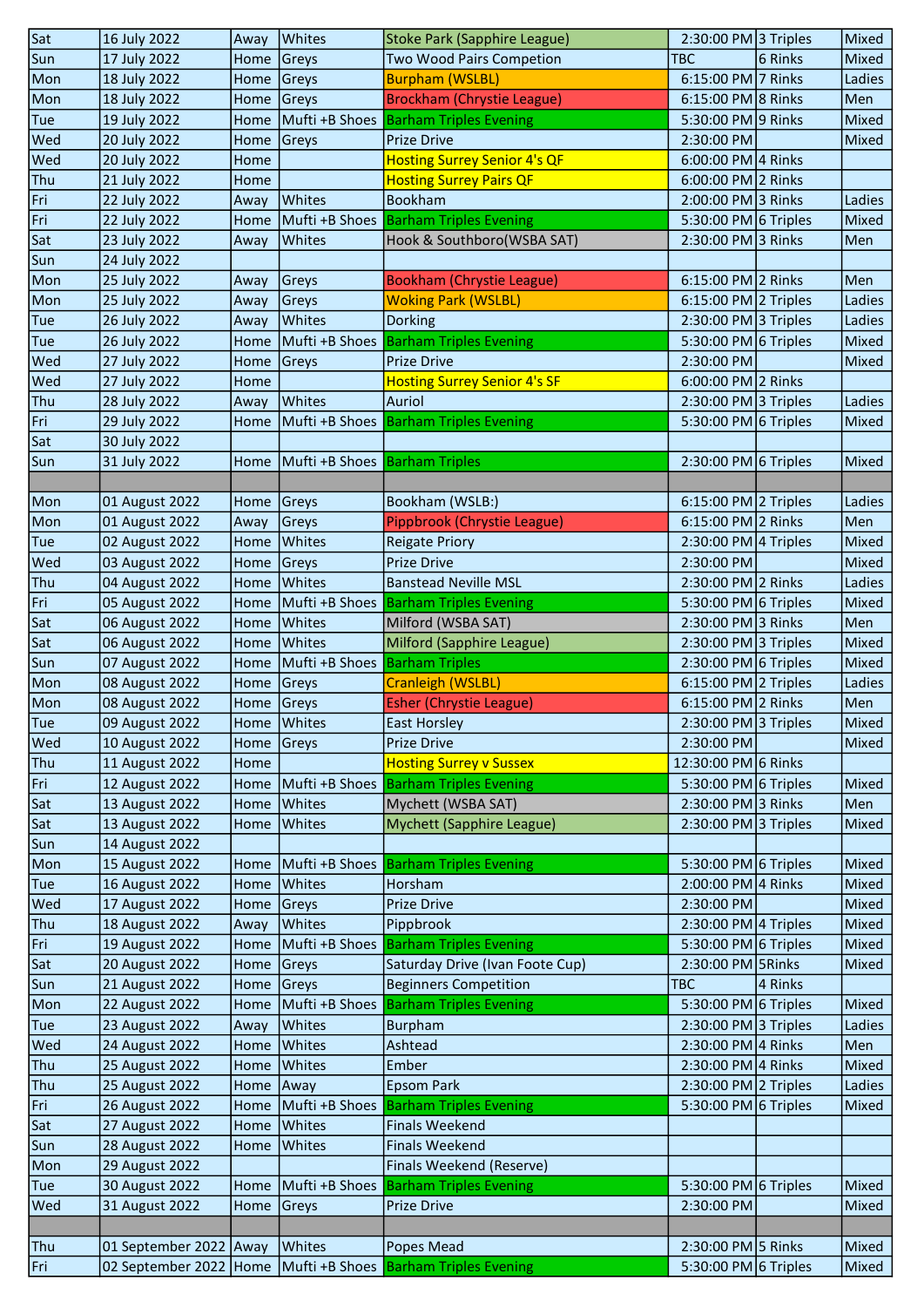| | | | | | | | |
|---|---|---|---|---|---|---|---|
| Sat | 16 July 2022 | Away | Whites | Stoke Park (Sapphire League) | 2:30:00 PM | 3 Triples | Mixed |
| Sun | 17 July 2022 | Home | Greys | Two Wood Pairs Competion | TBC | 6 Rinks | Mixed |
| Mon | 18 July 2022 | Home | Greys | Burpham (WSLBL) | 6:15:00 PM | 7 Rinks | Ladies |
| Mon | 18 July 2022 | Home | Greys | Brockham (Chrystie League) | 6:15:00 PM | 8 Rinks | Men |
| Tue | 19 July 2022 | Home | Mufti +B Shoes | Barham Triples Evening | 5:30:00 PM | 9 Rinks | Mixed |
| Wed | 20 July 2022 | Home | Greys | Prize Drive | 2:30:00 PM | | Mixed |
| Wed | 20 July 2022 | Home | | Hosting Surrey Senior 4's QF | 6:00:00 PM | 4 Rinks | |
| Thu | 21 July 2022 | Home | | Hosting Surrey Pairs QF | 6:00:00 PM | 2 Rinks | |
| Fri | 22 July 2022 | Away | Whites | Bookham | 2:00:00 PM | 3 Rinks | Ladies |
| Fri | 22 July 2022 | Home | Mufti +B Shoes | Barham Triples Evening | 5:30:00 PM | 6 Triples | Mixed |
| Sat | 23 July 2022 | Away | Whites | Hook & Southboro(WSBA SAT) | 2:30:00 PM | 3 Rinks | Men |
| Sun | 24 July 2022 | | | | | | |
| Mon | 25 July 2022 | Away | Greys | Bookham (Chrystie League) | 6:15:00 PM | 2 Rinks | Men |
| Mon | 25 July 2022 | Away | Greys | Woking Park (WSLBL) | 6:15:00 PM | 2 Triples | Ladies |
| Tue | 26 July 2022 | Away | Whites | Dorking | 2:30:00 PM | 3 Triples | Ladies |
| Tue | 26 July 2022 | Home | Mufti +B Shoes | Barham Triples Evening | 5:30:00 PM | 6 Triples | Mixed |
| Wed | 27 July 2022 | Home | Greys | Prize Drive | 2:30:00 PM | | Mixed |
| Wed | 27 July 2022 | Home | | Hosting Surrey Senior 4's SF | 6:00:00 PM | 2 Rinks | |
| Thu | 28 July 2022 | Away | Whites | Auriol | 2:30:00 PM | 3 Triples | Ladies |
| Fri | 29 July 2022 | Home | Mufti +B Shoes | Barham Triples Evening | 5:30:00 PM | 6 Triples | Mixed |
| Sat | 30 July 2022 | | | | | | |
| Sun | 31 July 2022 | Home | Mufti +B Shoes | Barham Triples | 2:30:00 PM | 6 Triples | Mixed |
| | | | | | | | |
| Mon | 01 August 2022 | Home | Greys | Bookham (WSLB:) | 6:15:00 PM | 2 Triples | Ladies |
| Mon | 01 August 2022 | Away | Greys | Pippbrook (Chrystie League) | 6:15:00 PM | 2 Rinks | Men |
| Tue | 02 August 2022 | Home | Whites | Reigate Priory | 2:30:00 PM | 4 Triples | Mixed |
| Wed | 03 August 2022 | Home | Greys | Prize Drive | 2:30:00 PM | | Mixed |
| Thu | 04 August 2022 | Home | Whites | Banstead Neville MSL | 2:30:00 PM | 2 Rinks | Ladies |
| Fri | 05 August 2022 | Home | Mufti +B Shoes | Barham Triples Evening | 5:30:00 PM | 6 Triples | Mixed |
| Sat | 06 August 2022 | Home | Whites | Milford (WSBA SAT) | 2:30:00 PM | 3 Rinks | Men |
| Sat | 06 August 2022 | Home | Whites | Milford (Sapphire League) | 2:30:00 PM | 3 Triples | Mixed |
| Sun | 07 August 2022 | Home | Mufti +B Shoes | Barham Triples | 2:30:00 PM | 6 Triples | Mixed |
| Mon | 08 August 2022 | Home | Greys | Cranleigh (WSLBL) | 6:15:00 PM | 2 Triples | Ladies |
| Mon | 08 August 2022 | Home | Greys | Esher (Chrystie League) | 6:15:00 PM | 2 Rinks | Men |
| Tue | 09 August 2022 | Home | Whites | East Horsley | 2:30:00 PM | 3 Triples | Mixed |
| Wed | 10 August 2022 | Home | Greys | Prize Drive | 2:30:00 PM | | Mixed |
| Thu | 11 August 2022 | Home | | Hosting Surrey v Sussex | 12:30:00 PM | 6 Rinks | |
| Fri | 12 August 2022 | Home | Mufti +B Shoes | Barham Triples Evening | 5:30:00 PM | 6 Triples | Mixed |
| Sat | 13 August 2022 | Home | Whites | Mychett (WSBA SAT) | 2:30:00 PM | 3 Rinks | Men |
| Sat | 13 August 2022 | Home | Whites | Mychett (Sapphire League) | 2:30:00 PM | 3 Triples | Mixed |
| Sun | 14 August 2022 | | | | | | |
| Mon | 15 August 2022 | Home | Mufti +B Shoes | Barham Triples Evening | 5:30:00 PM | 6 Triples | Mixed |
| Tue | 16 August 2022 | Home | Whites | Horsham | 2:00:00 PM | 4 Rinks | Mixed |
| Wed | 17 August 2022 | Home | Greys | Prize Drive | 2:30:00 PM | | Mixed |
| Thu | 18 August 2022 | Away | Whites | Pippbrook | 2:30:00 PM | 4 Triples | Mixed |
| Fri | 19 August 2022 | Home | Mufti +B Shoes | Barham Triples Evening | 5:30:00 PM | 6 Triples | Mixed |
| Sat | 20 August 2022 | Home | Greys | Saturday Drive (Ivan Foote Cup) | 2:30:00 PM | 5Rinks | Mixed |
| Sun | 21 August 2022 | Home | Greys | Beginners Competition | TBC | 4 Rinks | |
| Mon | 22 August 2022 | Home | Mufti +B Shoes | Barham Triples Evening | 5:30:00 PM | 6 Triples | Mixed |
| Tue | 23 August 2022 | Away | Whites | Burpham | 2:30:00 PM | 3 Triples | Ladies |
| Wed | 24 August 2022 | Home | Whites | Ashtead | 2:30:00 PM | 4 Rinks | Men |
| Thu | 25 August 2022 | Home | Whites | Ember | 2:30:00 PM | 4 Rinks | Mixed |
| Thu | 25 August 2022 | Home | Away | Epsom Park | 2:30:00 PM | 2 Triples | Ladies |
| Fri | 26 August 2022 | Home | Mufti +B Shoes | Barham Triples Evening | 5:30:00 PM | 6 Triples | Mixed |
| Sat | 27 August 2022 | Home | Whites | Finals Weekend | | | |
| Sun | 28 August 2022 | Home | Whites | Finals Weekend | | | |
| Mon | 29 August 2022 | | | Finals Weekend (Reserve) | | | |
| Tue | 30 August 2022 | Home | Mufti +B Shoes | Barham Triples Evening | 5:30:00 PM | 6 Triples | Mixed |
| Wed | 31 August 2022 | Home | Greys | Prize Drive | 2:30:00 PM | | Mixed |
| | | | | | | | |
| Thu | 01 September 2022 | Away | Whites | Popes Mead | 2:30:00 PM | 5 Rinks | Mixed |
| Fri | 02 September 2022 | Home | Mufti +B Shoes | Barham Triples Evening | 5:30:00 PM | 6 Triples | Mixed |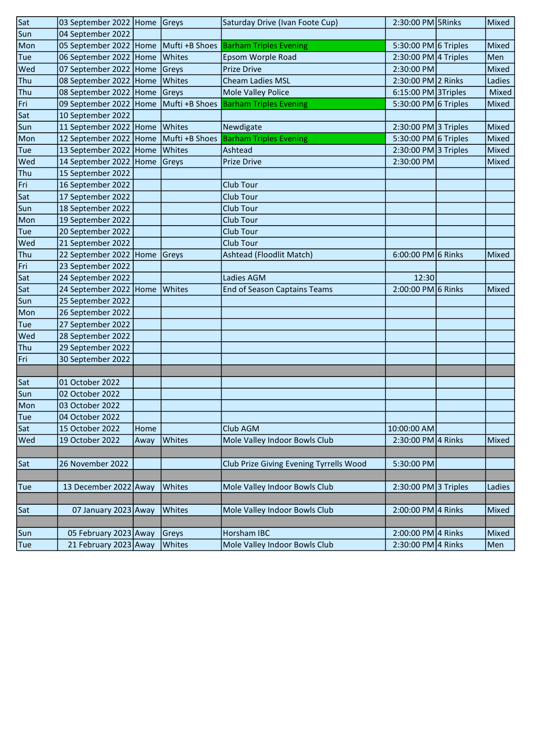| | | | | | | | |
|---|---|---|---|---|---|---|---|
| Sat | 03 September 2022 | Home | Greys | Saturday Drive (Ivan Foote Cup) | 2:30:00 PM | 5Rinks | Mixed |
| Sun | 04 September 2022 | | | | | | |
| Mon | 05 September 2022 | Home | Mufti +B Shoes | Barham Triples Evening | 5:30:00 PM | 6 Triples | Mixed |
| Tue | 06 September 2022 | Home | Whites | Epsom Worple Road | 2:30:00 PM | 4 Triples | Men |
| Wed | 07 September 2022 | Home | Greys | Prize Drive | 2:30:00 PM | | Mixed |
| Thu | 08 September 2022 | Home | Whites | Cheam Ladies MSL | 2:30:00 PM | 2 Rinks | Ladies |
| Thu | 08 September 2022 | Home | Greys | Mole Valley Police | 6:15:00 PM | 3Triples | Mixed |
| Fri | 09 September 2022 | Home | Mufti +B Shoes | Barham Triples Evening | 5:30:00 PM | 6 Triples | Mixed |
| Sat | 10 September 2022 | | | | | | |
| Sun | 11 September 2022 | Home | Whites | Newdigate | 2:30:00 PM | 3 Triples | Mixed |
| Mon | 12 September 2022 | Home | Mufti +B Shoes | Barham Triples Evening | 5:30:00 PM | 6 Triples | Mixed |
| Tue | 13 September 2022 | Home | Whites | Ashtead | 2:30:00 PM | 3 Triples | Mixed |
| Wed | 14 September 2022 | Home | Greys | Prize Drive | 2:30:00 PM | | Mixed |
| Thu | 15 September 2022 | | | | | | |
| Fri | 16 September 2022 | | | Club Tour | | | |
| Sat | 17 September 2022 | | | Club Tour | | | |
| Sun | 18 September 2022 | | | Club Tour | | | |
| Mon | 19 September 2022 | | | Club Tour | | | |
| Tue | 20 September 2022 | | | Club Tour | | | |
| Wed | 21 September 2022 | | | Club Tour | | | |
| Thu | 22 September 2022 | Home | Greys | Ashtead (Floodlit Match) | 6:00:00 PM | 6 Rinks | Mixed |
| Fri | 23 September 2022 | | | | | | |
| Sat | 24 September 2022 | | | Ladies AGM | 12:30 | | |
| Sat | 24 September 2022 | Home | Whites | End of Season Captains Teams | 2:00:00 PM | 6 Rinks | Mixed |
| Sun | 25 September 2022 | | | | | | |
| Mon | 26 September 2022 | | | | | | |
| Tue | 27 September 2022 | | | | | | |
| Wed | 28 September 2022 | | | | | | |
| Thu | 29 September 2022 | | | | | | |
| Fri | 30 September 2022 | | | | | | |
| | | | | | | | |
| Sat | 01 October 2022 | | | | | | |
| Sun | 02 October 2022 | | | | | | |
| Mon | 03 October 2022 | | | | | | |
| Tue | 04 October 2022 | | | | | | |
| Sat | 15 October 2022 | Home | | Club AGM | 10:00:00 AM | | |
| Wed | 19 October 2022 | Away | Whites | Mole Valley Indoor Bowls Club | 2:30:00 PM | 4 Rinks | Mixed |
| | | | | | | | |
| Sat | 26 November 2022 | | | Club Prize Giving Evening Tyrrells Wood | 5:30:00 PM | | |
| | | | | | | | |
| Tue | 13 December 2022 | Away | Whites | Mole Valley Indoor Bowls Club | 2:30:00 PM | 3 Triples | Ladies |
| | | | | | | | |
| Sat | 07 January 2023 | Away | Whites | Mole Valley Indoor Bowls Club | 2:00:00 PM | 4 Rinks | Mixed |
| | | | | | | | |
| Sun | 05 February 2023 | Away | Greys | Horsham IBC | 2:00:00 PM | 4 Rinks | Mixed |
| Tue | 21 February 2023 | Away | Whites | Mole Valley Indoor Bowls Club | 2:30:00 PM | 4 Rinks | Men |